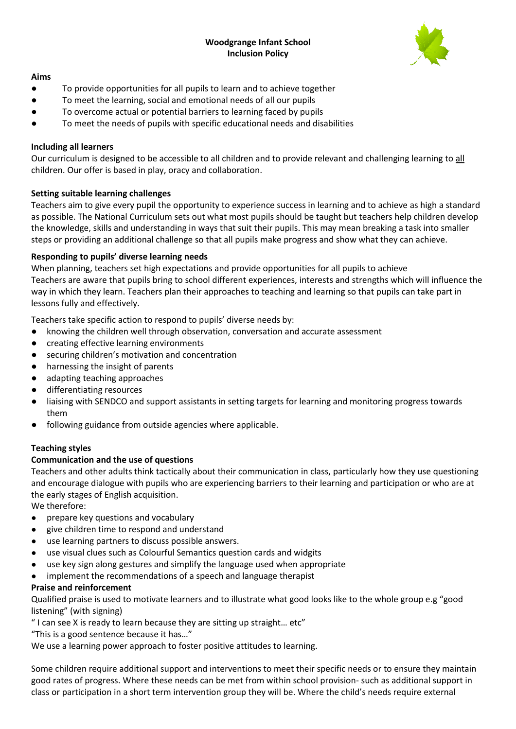# Woodgrange Infant School
## Inclusion Policy

**Aims**

- To provide opportunities for all pupils to learn and to achieve together
- To meet the learning, social and emotional needs of all our pupils
- To overcome actual or potential barriers to learning faced by pupils
- To meet the needs of pupils with specific educational needs and disabilities

**Including all learners**

Our curriculum is designed to be accessible to all children and to provide relevant and challenging learning to all children. Our offer is based in play, oracy and collaboration.

**Setting suitable learning challenges**

Teachers aim to give every pupil the opportunity to experience success in learning and to achieve as high a standard as possible. The National Curriculum sets out what most pupils should be taught but teachers help children develop the knowledge, skills and understanding in ways that suit their pupils. This may mean breaking a task into smaller steps or providing an additional challenge so that all pupils make progress and show what they can achieve.

**Responding to pupils' diverse learning needs**

When planning, teachers set high expectations and provide opportunities for all pupils to achieve
Teachers are aware that pupils bring to school different experiences, interests and strengths which will influence the way in which they learn. Teachers plan their approaches to teaching and learning so that pupils can take part in lessons fully and effectively.

Teachers take specific action to respond to pupils' diverse needs by:

- knowing the children well through observation, conversation and accurate assessment
- creating effective learning environments
- securing children's motivation and concentration
- harnessing the insight of parents
- adapting teaching approaches
- differentiating resources
- liaising with SENDCO and support assistants in setting targets for learning and monitoring progress towards them
- following guidance from outside agencies where applicable.

**Teaching styles**

**Communication and the use of questions**

Teachers and other adults think tactically about their communication in class, particularly how they use questioning and encourage dialogue with pupils who are experiencing barriers to their learning and participation or who are at the early stages of English acquisition.
We therefore:

- prepare key questions and vocabulary
- give children time to respond and understand
- use learning partners to discuss possible answers.
- use visual clues such as Colourful Semantics question cards and widgits
- use key sign along gestures and simplify the language used when appropriate
- implement the recommendations of a speech and language therapist

**Praise and reinforcement**

Qualified praise is used to motivate learners and to illustrate what good looks like to the whole group e.g "good listening" (with signing)
" I can see X is ready to learn because they are sitting up straight… etc"
"This is a good sentence because it has…"
We use a learning power approach to foster positive attitudes to learning.

Some children require additional support and interventions to meet their specific needs or to ensure they maintain good rates of progress. Where these needs can be met from within school provision- such as additional support in class or participation in a short term intervention group they will be. Where the child's needs require external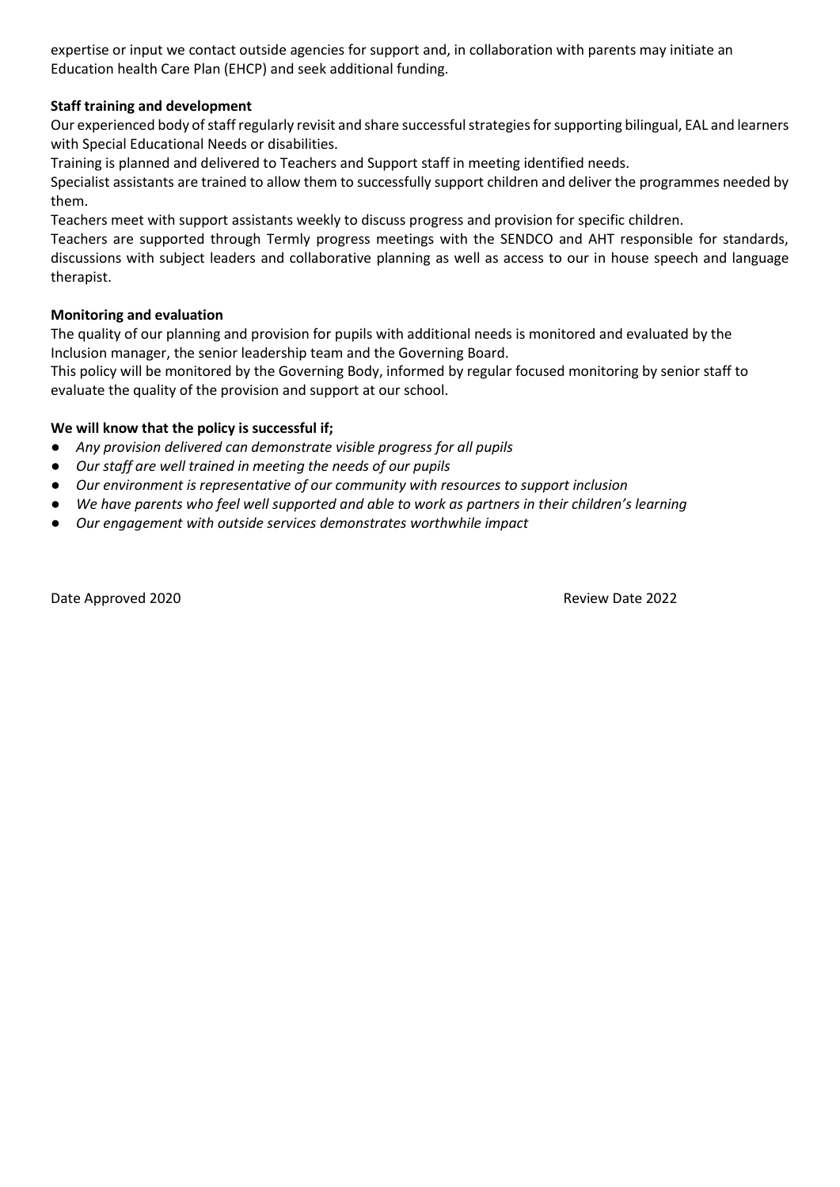expertise or input we contact outside agencies for support and, in collaboration with parents may initiate an Education health Care Plan (EHCP) and seek additional funding.

**Staff training and development**

Our experienced body of staff regularly revisit and share successful strategies for supporting bilingual, EAL and learners with Special Educational Needs or disabilities.

Training is planned and delivered to Teachers and Support staff in meeting identified needs.

Specialist assistants are trained to allow them to successfully support children and deliver the programmes needed by them.

Teachers meet with support assistants weekly to discuss progress and provision for specific children.

Teachers are supported through Termly progress meetings with the SENDCO and AHT responsible for standards, discussions with subject leaders and collaborative planning as well as access to our in house speech and language therapist.

**Monitoring and evaluation**

The quality of our planning and provision for pupils with additional needs is monitored and evaluated by the Inclusion manager, the senior leadership team and the Governing Board.

This policy will be monitored by the Governing Body, informed by regular focused monitoring by senior staff to evaluate the quality of the provision and support at our school.

**We will know that the policy is successful if;**

- *Any provision delivered can demonstrate visible progress for all pupils*
- *Our staff are well trained in meeting the needs of our pupils*
- *Our environment is representative of our community with resources to support inclusion*
- *We have parents who feel well supported and able to work as partners in their children's learning*
- *Our engagement with outside services demonstrates worthwhile impact*

Date Approved 2020 Review Date 2022